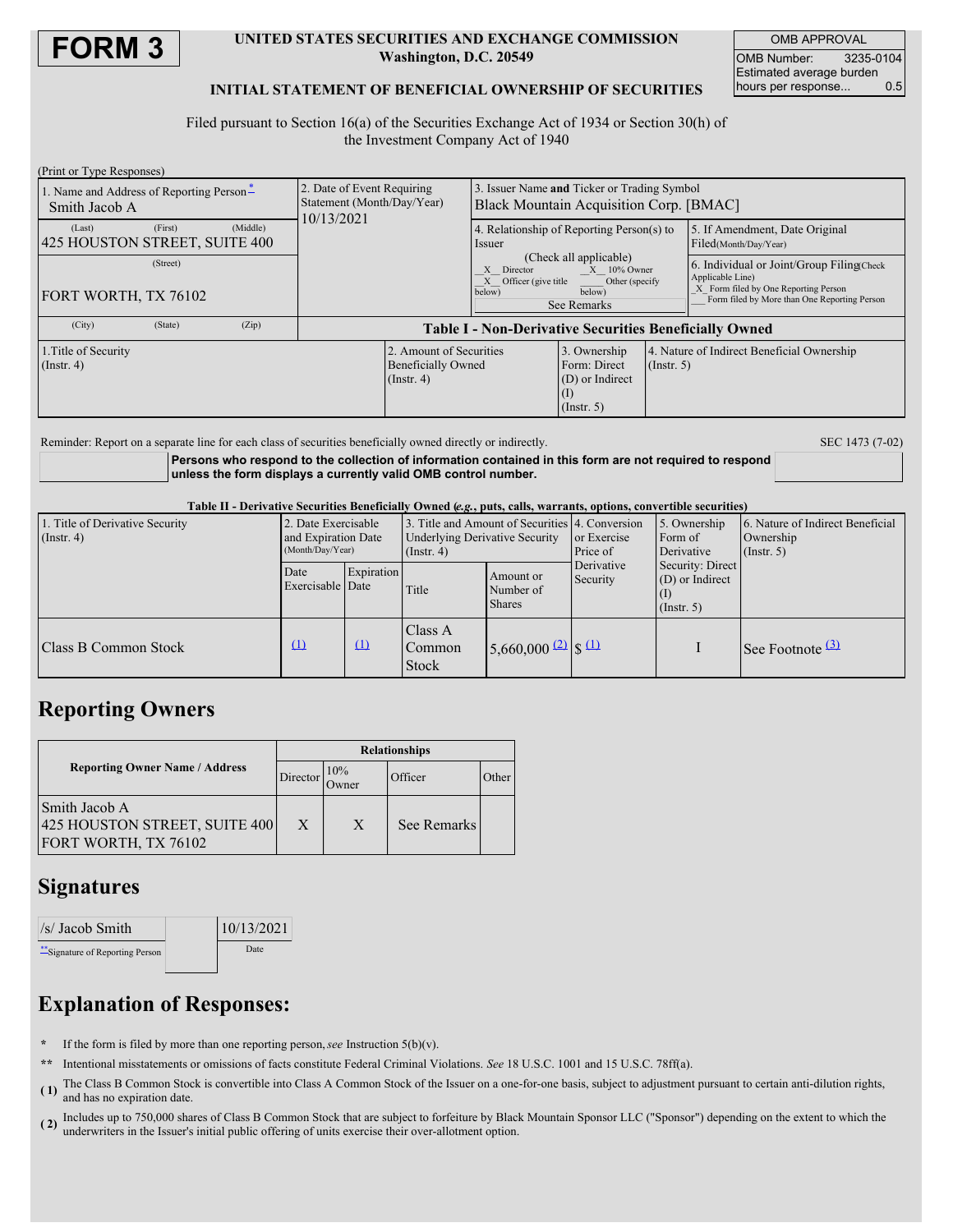# FORM 3

**UNITED STATES SECURITIES AND EXCHANGE COMMISSION**
**Washington, D.C. 20549**

**INITIAL STATEMENT OF BENEFICIAL OWNERSHIP OF SECURITIES**

| OMB APPROVAL | |
|---|---|
| OMB Number: | 3235-0104 |
| Estimated average burden hours per response... | 0.5 |

Filed pursuant to Section 16(a) of the Securities Exchange Act of 1934 or Section 30(h) of the Investment Company Act of 1940

(Print or Type Responses)

| 1. Name and Address of Reporting Person* | 2. Date of Event Requiring Statement (Month/Day/Year) | 3. Issuer Name **and** Ticker or Trading Symbol | |
|---|---|---|---|
| Smith Jacob A | 10/13/2021 | Black Mountain Acquisition Corp. [BMAC] | |
| (Last) (First) (Middle) 425 HOUSTON STREET, SUITE 400 | | 4. Relationship of Reporting Person(s) to Issuer (Check all applicable) _X_ Director _X_ 10% Owner _X_ Officer (give title below) ___ Other (specify below) See Remarks | 5. If Amendment, Date Original Filed(Month/Day/Year) |
| (Street) FORT WORTH, TX 76102 | | | 6. Individual or Joint/Group Filing(Check Applicable Line) _X_ Form filed by One Reporting Person ___ Form filed by More than One Reporting Person |
| (City) (State) (Zip) | | | |

**Table I - Non-Derivative Securities Beneficially Owned**

| 1.Title of Security (Instr. 4) | 2. Amount of Securities Beneficially Owned (Instr. 4) | 3. Ownership Form: Direct (D) or Indirect (I) (Instr. 5) | 4. Nature of Indirect Beneficial Ownership (Instr. 5) |
|---|---|---|---|

Reminder: Report on a separate line for each class of securities beneficially owned directly or indirectly.

SEC 1473 (7-02)

**Persons who respond to the collection of information contained in this form are not required to respond unless the form displays a currently valid OMB control number.**

**Table II - Derivative Securities Beneficially Owned (*e.g.*, puts, calls, warrants, options, convertible securities)**

| 1. Title of Derivative Security (Instr. 4) | 2. Date Exercisable and Expiration Date (Month/Day/Year) | | 3. Title and Amount of Securities Underlying Derivative Security (Instr. 4) | | 4. Conversion or Exercise Price of Derivative Security | 5. Ownership Form of Derivative Security: Direct (D) or Indirect (I) (Instr. 5) | 6. Nature of Indirect Beneficial Ownership (Instr. 5) |
|---|---|---|---|---|---|---|---|
| | Date Exercisable | Expiration Date | Title | Amount or Number of Shares | | | |
| Class B Common Stock | (1) | (1) | Class A Common Stock | 5,660,000 (2) | $ (1) | I | See Footnote (3) |

## Reporting Owners

| Reporting Owner Name / Address | Relationships | | | |
|---|---|---|---|---|
| | Director | 10% Owner | Officer | Other |
| Smith Jacob A 425 HOUSTON STREET, SUITE 400 FORT WORTH, TX 76102 | X | X | See Remarks | |

## Signatures

| /s/ Jacob Smith | 10/13/2021 |
|---|---|
| **Signature of Reporting Person | Date |

## Explanation of Responses:

\* If the form is filed by more than one reporting person, *see* Instruction 5(b)(v).

\*\* Intentional misstatements or omissions of facts constitute Federal Criminal Violations. *See* 18 U.S.C. 1001 and 15 U.S.C. 78ff(a).

**( 1 )** The Class B Common Stock is convertible into Class A Common Stock of the Issuer on a one-for-one basis, subject to adjustment pursuant to certain anti-dilution rights, and has no expiration date.

**( 2 )** Includes up to 750,000 shares of Class B Common Stock that are subject to forfeiture by Black Mountain Sponsor LLC ("Sponsor") depending on the extent to which the underwriters in the Issuer's initial public offering of units exercise their over-allotment option.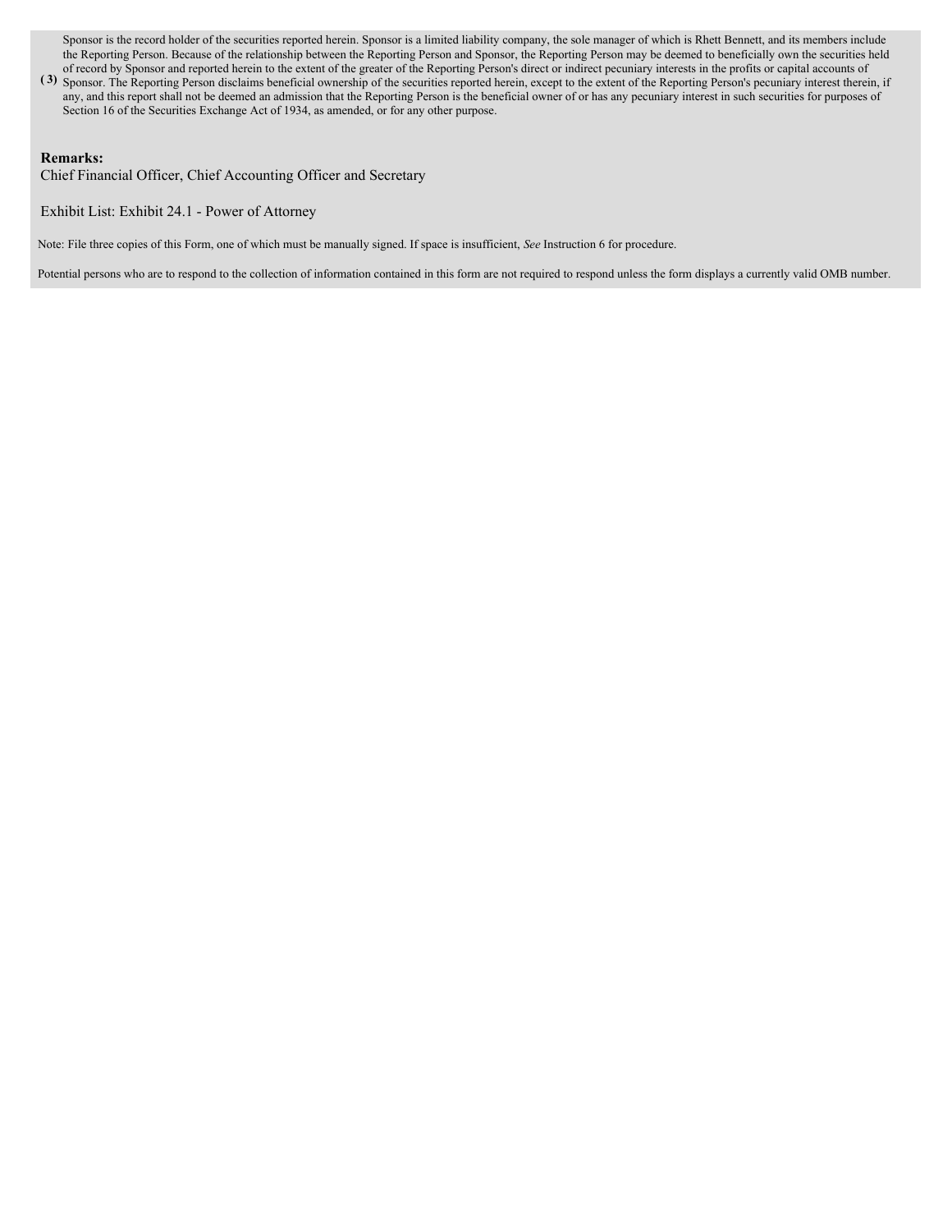(3) Sponsor is the record holder of the securities reported herein. Sponsor is a limited liability company, the sole manager of which is Rhett Bennett, and its members include the Reporting Person. Because of the relationship between the Reporting Person and Sponsor, the Reporting Person may be deemed to beneficially own the securities held of record by Sponsor and reported herein to the extent of the greater of the Reporting Person's direct or indirect pecuniary interests in the profits or capital accounts of Sponsor. The Reporting Person disclaims beneficial ownership of the securities reported herein, except to the extent of the Reporting Person's pecuniary interest therein, if any, and this report shall not be deemed an admission that the Reporting Person is the beneficial owner of or has any pecuniary interest in such securities for purposes of Section 16 of the Securities Exchange Act of 1934, as amended, or for any other purpose.

**Remarks:**

Chief Financial Officer, Chief Accounting Officer and Secretary

Exhibit List: Exhibit 24.1 - Power of Attorney

Note: File three copies of this Form, one of which must be manually signed. If space is insufficient, *See* Instruction 6 for procedure.

Potential persons who are to respond to the collection of information contained in this form are not required to respond unless the form displays a currently valid OMB number.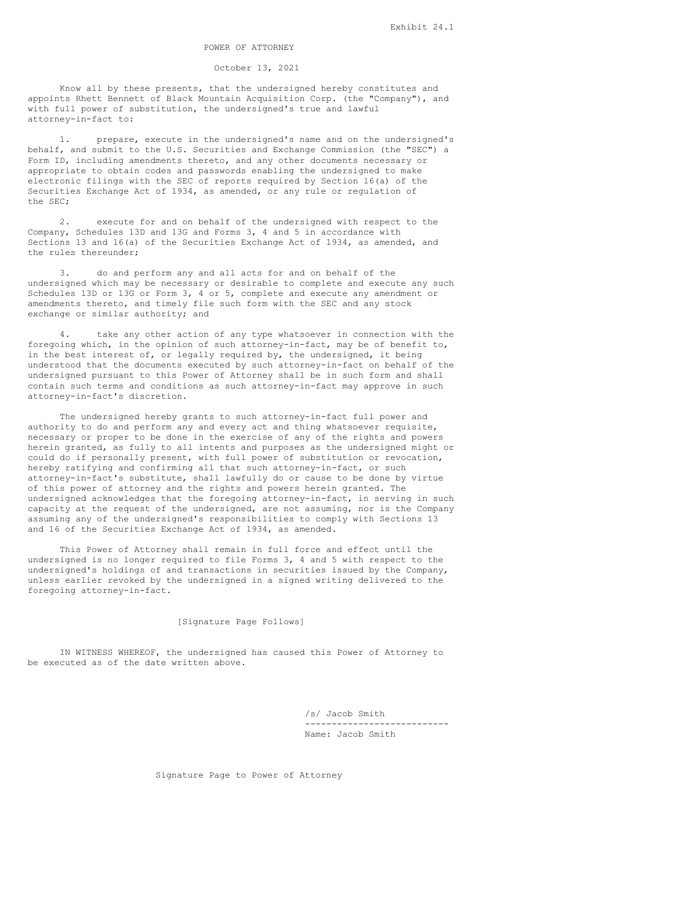Exhibit 24.1

# POWER OF ATTORNEY

October 13, 2021

Know all by these presents, that the undersigned hereby constitutes and appoints Rhett Bennett of Black Mountain Acquisition Corp. (the "Company"), and with full power of substitution, the undersigned's true and lawful attorney-in-fact to:

1. prepare, execute in the undersigned's name and on the undersigned's behalf, and submit to the U.S. Securities and Exchange Commission (the "SEC") a Form ID, including amendments thereto, and any other documents necessary or appropriate to obtain codes and passwords enabling the undersigned to make electronic filings with the SEC of reports required by Section 16(a) of the Securities Exchange Act of 1934, as amended, or any rule or regulation of the SEC;

2. execute for and on behalf of the undersigned with respect to the Company, Schedules 13D and 13G and Forms 3, 4 and 5 in accordance with Sections 13 and 16(a) of the Securities Exchange Act of 1934, as amended, and the rules thereunder;

3. do and perform any and all acts for and on behalf of the undersigned which may be necessary or desirable to complete and execute any such Schedules 13D or 13G or Form 3, 4 or 5, complete and execute any amendment or amendments thereto, and timely file such form with the SEC and any stock exchange or similar authority; and

4. take any other action of any type whatsoever in connection with the foregoing which, in the opinion of such attorney-in-fact, may be of benefit to, in the best interest of, or legally required by, the undersigned, it being understood that the documents executed by such attorney-in-fact on behalf of the undersigned pursuant to this Power of Attorney shall be in such form and shall contain such terms and conditions as such attorney-in-fact may approve in such attorney-in-fact's discretion.

The undersigned hereby grants to such attorney-in-fact full power and authority to do and perform any and every act and thing whatsoever requisite, necessary or proper to be done in the exercise of any of the rights and powers herein granted, as fully to all intents and purposes as the undersigned might or could do if personally present, with full power of substitution or revocation, hereby ratifying and confirming all that such attorney-in-fact, or such attorney-in-fact's substitute, shall lawfully do or cause to be done by virtue of this power of attorney and the rights and powers herein granted. The undersigned acknowledges that the foregoing attorney-in-fact, in serving in such capacity at the request of the undersigned, are not assuming, nor is the Company assuming any of the undersigned's responsibilities to comply with Sections 13 and 16 of the Securities Exchange Act of 1934, as amended.

This Power of Attorney shall remain in full force and effect until the undersigned is no longer required to file Forms 3, 4 and 5 with respect to the undersigned's holdings of and transactions in securities issued by the Company, unless earlier revoked by the undersigned in a signed writing delivered to the foregoing attorney-in-fact.

[Signature Page Follows]

IN WITNESS WHEREOF, the undersigned has caused this Power of Attorney to be executed as of the date written above.

/s/ Jacob Smith

Name: Jacob Smith

Signature Page to Power of Attorney